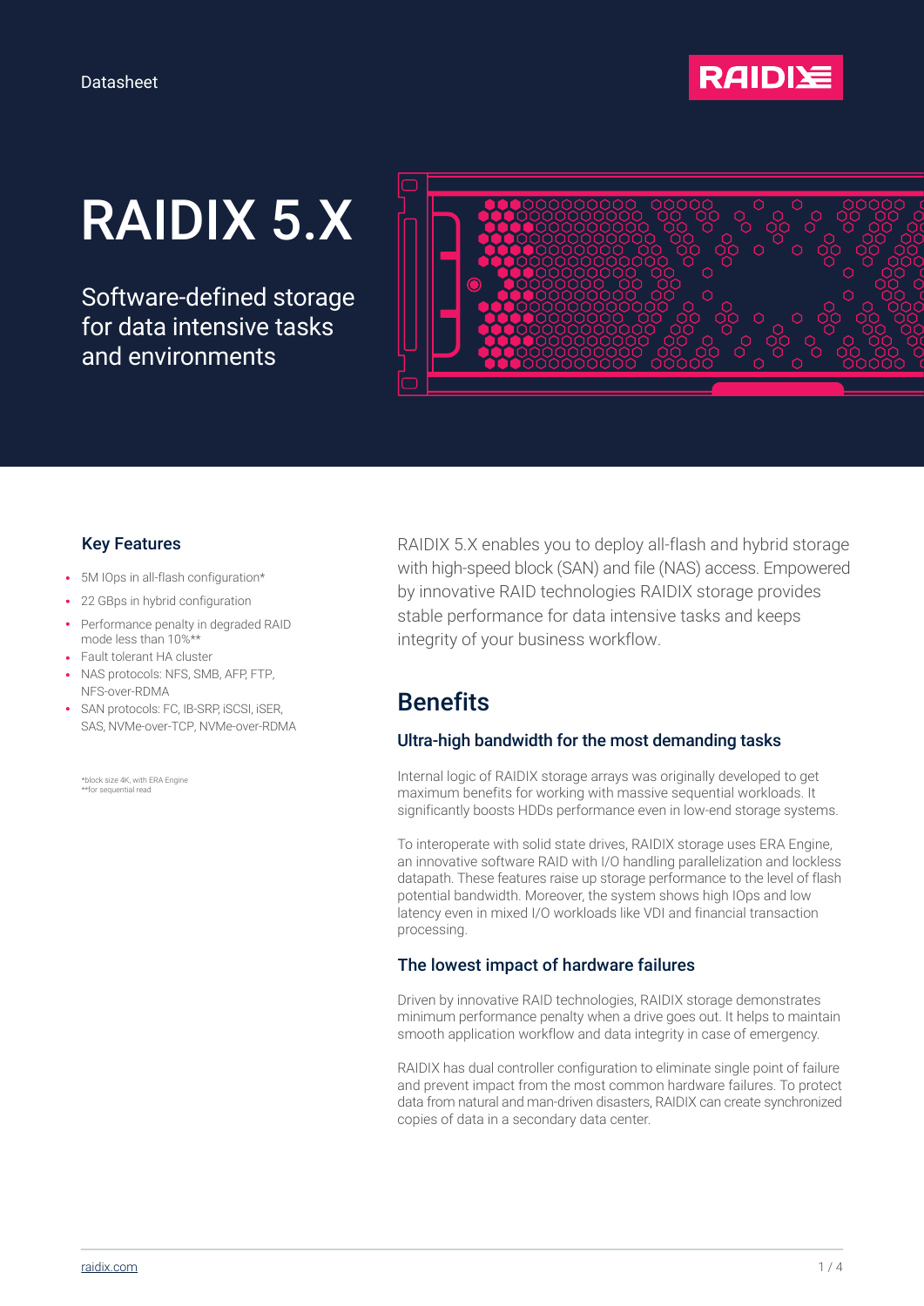Datasheet

RAIDIX

# RAIDIX 5.X

Software-defined storage for data intensive tasks and environments

### Key Features

- 5M IOps in all-flash configuration*
- 22 GBps in hybrid configuration
- Performance penalty in degraded RAID mode less than 10%**
- Fault tolerant HA cluster
- NAS protocols: NFS, SMB, AFP, FTP, NFS-over-RDMA
- SAN protocols: FC, IB-SRP, iSCSI, iSER, SAS, NVMe-over-TCP, NVMe-over-RDMA

*block size 4K, with ERA Engine
**for sequential read

RAIDIX 5.X enables you to deploy all-flash and hybrid storage with high-speed block (SAN) and file (NAS) access. Empowered by innovative RAID technologies RAIDIX storage provides stable performance for data intensive tasks and keeps integrity of your business workflow.

## Benefits

### Ultra-high bandwidth for the most demanding tasks

Internal logic of RAIDIX storage arrays was originally developed to get maximum benefits for working with massive sequential workloads. It significantly boosts HDDs performance even in low-end storage systems.

To interoperate with solid state drives, RAIDIX storage uses ERA Engine, an innovative software RAID with I/O handling parallelization and lockless datapath. These features raise up storage performance to the level of flash potential bandwidth. Moreover, the system shows high IOps and low latency even in mixed I/O workloads like VDI and financial transaction processing.

### The lowest impact of hardware failures

Driven by innovative RAID technologies, RAIDIX storage demonstrates minimum performance penalty when a drive goes out. It helps to maintain smooth application workflow and data integrity in case of emergency.

RAIDIX has dual controller configuration to eliminate single point of failure and prevent impact from the most common hardware failures. To protect data from natural and man-driven disasters, RAIDIX can create synchronized copies of data in a secondary data center.

raidix.com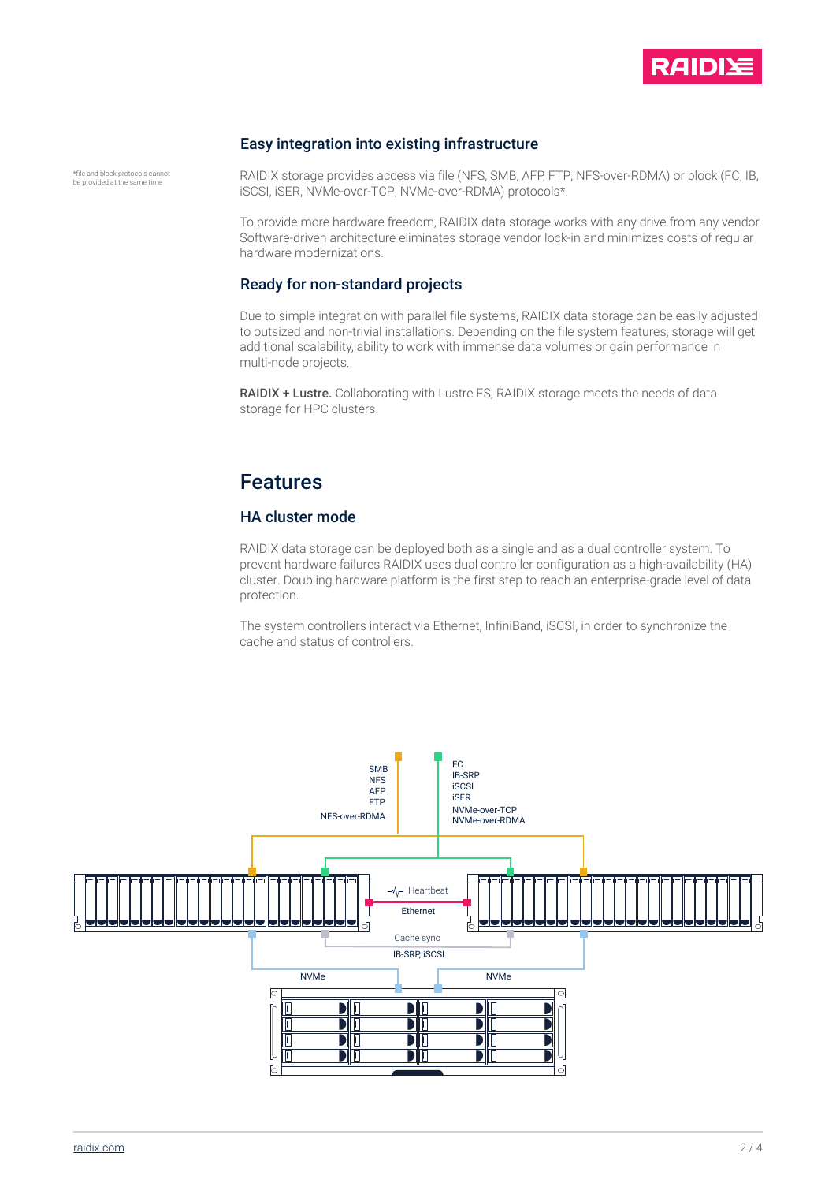## Easy integration into existing infrastructure

*file and block protocols cannot be provided at the same time

RAIDIX storage provides access via file (NFS, SMB, AFP, FTP, NFS-over-RDMA) or block (FC, IB, iSCSI, iSER, NVMe-over-TCP, NVMe-over-RDMA) protocols*.

To provide more hardware freedom, RAIDIX data storage works with any drive from any vendor. Software-driven architecture eliminates storage vendor lock-in and minimizes costs of regular hardware modernizations.

## Ready for non-standard projects

Due to simple integration with parallel file systems, RAIDIX data storage can be easily adjusted to outsized and non-trivial installations. Depending on the file system features, storage will get additional scalability, ability to work with immense data volumes or gain performance in multi-node projects.

**RAIDIX + Lustre.** Collaborating with Lustre FS, RAIDIX storage meets the needs of data storage for HPC clusters.

# Features

## HA cluster mode

RAIDIX data storage can be deployed both as a single and as a dual controller system. To prevent hardware failures RAIDIX uses dual controller configuration as a high-availability (HA) cluster. Doubling hardware platform is the first step to reach an enterprise-grade level of data protection.

The system controllers interact via Ethernet, InfiniBand, iSCSI, in order to synchronize the cache and status of controllers.

SMB
NFS
AFP
FTP
NFS-over-RDMA

FC
IB-SRP
iSCSI
iSER
NVMe-over-TCP
NVMe-over-RDMA

Heartbeat
Ethernet

Cache sync
IB-SRP, iSCSI

NVMe

NVMe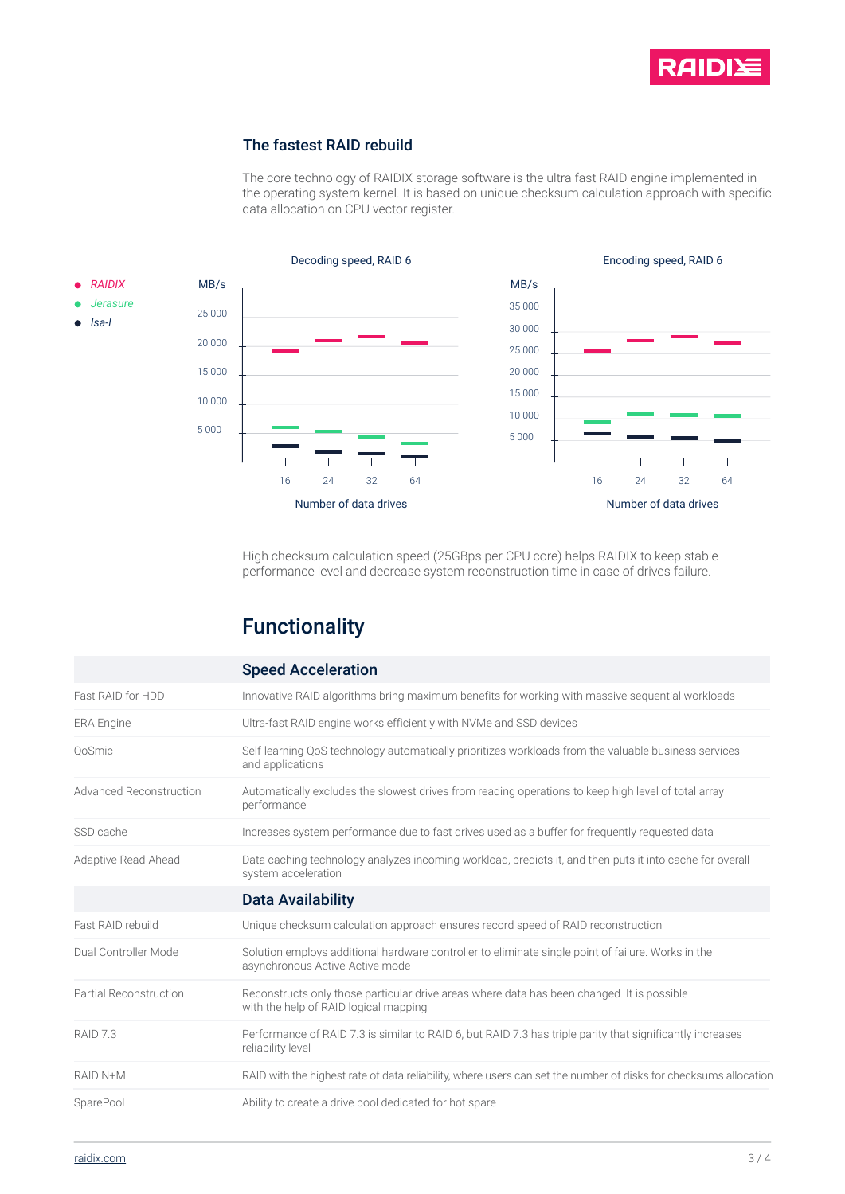## The fastest RAID rebuild

The core technology of RAIDIX storage software is the ultra fast RAID engine implemented in the operating system kernel. It is based on unique checksum calculation approach with specific data allocation on CPU vector register.

- *RAIDIX*
- *Jerasure*
- *Isa-l*

Decoding speed, RAID 6

Encoding speed, RAID 6

High checksum calculation speed (25GBps per CPU core) helps RAIDIX to keep stable performance level and decrease system reconstruction time in case of drives failure.

# Functionality

| | **Speed Acceleration** |
|---|---|
| Fast RAID for HDD | Innovative RAID algorithms bring maximum benefits for working with massive sequential workloads |
| ERA Engine | Ultra-fast RAID engine works efficiently with NVMe and SSD devices |
| QoSmic | Self-learning QoS technology automatically prioritizes workloads from the valuable business services and applications |
| Advanced Reconstruction | Automatically excludes the slowest drives from reading operations to keep high level of total array performance |
| SSD cache | Increases system performance due to fast drives used as a buffer for frequently requested data |
| Adaptive Read-Ahead | Data caching technology analyzes incoming workload, predicts it, and then puts it into cache for overall system acceleration |
| | **Data Availability** |
| Fast RAID rebuild | Unique checksum calculation approach ensures record speed of RAID reconstruction |
| Dual Controller Mode | Solution employs additional hardware controller to eliminate single point of failure. Works in the asynchronous Active-Active mode |
| Partial Reconstruction | Reconstructs only those particular drive areas where data has been changed. It is possible with the help of RAID logical mapping |
| RAID 7.3 | Performance of RAID 7.3 is similar to RAID 6, but RAID 7.3 has triple parity that significantly increases reliability level |
| RAID N+M | RAID with the highest rate of data reliability, where users can set the number of disks for checksums allocation |
| SparePool | Ability to create a drive pool dedicated for hot spare |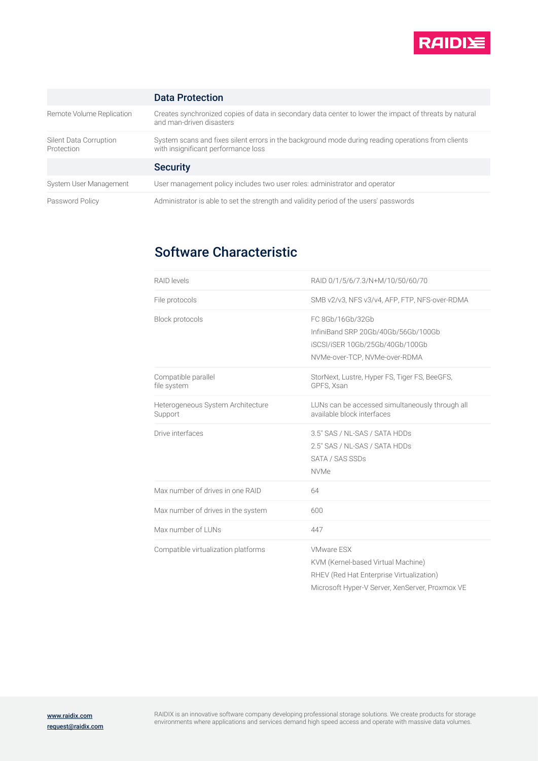| | Data Protection |
|---|---|
| Remote Volume Replication | Creates synchronized copies of data in secondary data center to lower the impact of threats by natural and man-driven disasters |
| Silent Data Corruption Protection | System scans and fixes silent errors in the background mode during reading operations from clients with insignificant performance loss |
| | **Security** |
| System User Management | User management policy includes two user roles: administrator and operator |
| Password Policy | Administrator is able to set the strength and validity period of the users' passwords |

## Software Characteristic

| | |
|---|---|
| RAID levels | RAID 0/1/5/6/7.3/N+M/10/50/60/70 |
| File protocols | SMB v2/v3, NFS v3/v4, AFP, FTP, NFS-over-RDMA |
| Block protocols | FC 8Gb/16Gb/32Gb<br>InfiniBand SRP 20Gb/40Gb/56Gb/100Gb<br>iSCSI/iSER 10Gb/25Gb/40Gb/100Gb<br>NVMe-over-TCP, NVMe-over-RDMA |
| Compatible parallel file system | StorNext, Lustre, Hyper FS, Tiger FS, BeeGFS, GPFS, Xsan |
| Heterogeneous System Architecture Support | LUNs can be accessed simultaneously through all available block interfaces |
| Drive interfaces | 3.5" SAS / NL-SAS / SATA HDDs<br>2.5" SAS / NL-SAS / SATA HDDs<br>SATA / SAS SSDs<br>NVMe |
| Max number of drives in one RAID | 64 |
| Max number of drives in the system | 600 |
| Max number of LUNs | 447 |
| Compatible virtualization platforms | VMware ESX<br>KVM (Kernel-based Virtual Machine)<br>RHEV (Red Hat Enterprise Virtualization)<br>Microsoft Hyper-V Server, XenServer, Proxmox VE |

www.raidix.com
request@raidix.com

RAIDIX is an innovative software company developing professional storage solutions. We create products for storage environments where applications and services demand high speed access and operate with massive data volumes.